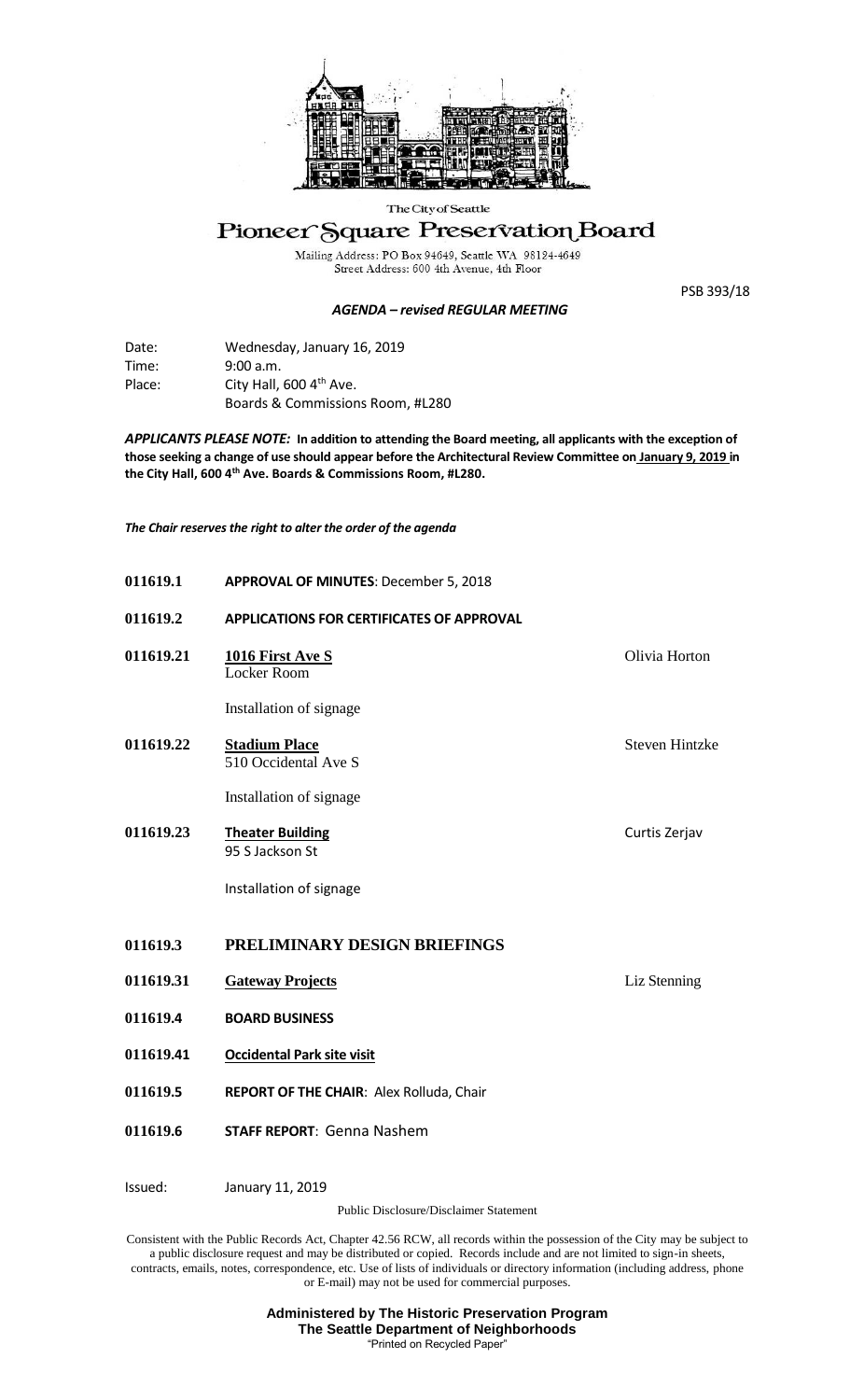The City of Seattle

# Pioneer Square Preservation Board

Mailing Address: PO Box 94649, Seattle WA 98124-4649
Street Address: 600 4th Avenue, 4th Floor

PSB 393/18

***AGENDA – revised REGULAR MEETING***

| | |
|---|---|
| Date: | Wednesday, January 16, 2019 |
| Time: | 9:00 a.m. |
| Place: | City Hall, 600 4th Ave. |
| | Boards & Commissions Room, #L280 |

***APPLICANTS PLEASE NOTE:* In addition to attending the Board meeting, all applicants with the exception of those seeking a change of use should appear before the Architectural Review Committee on January 9, 2019 in the City Hall, 600 4th Ave. Boards & Commissions Room, #L280.**

***The Chair reserves the right to alter the order of the agenda***

**011619.1** **APPROVAL OF MINUTES**: December 5, 2018

**011619.2** **APPLICATIONS FOR CERTIFICATES OF APPROVAL**

**011619.21** **1016 First Ave S** — Olivia Horton
Locker Room

Installation of signage

**011619.22** **Stadium Place** — Steven Hintzke
510 Occidental Ave S

Installation of signage

**011619.23** **Theater Building** — Curtis Zerjav
95 S Jackson St

Installation of signage

**011619.3** **PRELIMINARY DESIGN BRIEFINGS**

**011619.31** **Gateway Projects** — Liz Stenning

**011619.4** **BOARD BUSINESS**

**011619.41** **Occidental Park site visit**

**011619.5** **REPORT OF THE CHAIR**: Alex Rolluda, Chair

**011619.6** **STAFF REPORT**: Genna Nashem

Issued: January 11, 2019

Public Disclosure/Disclaimer Statement

Consistent with the Public Records Act, Chapter 42.56 RCW, all records within the possession of the City may be subject to a public disclosure request and may be distributed or copied. Records include and are not limited to sign-in sheets, contracts, emails, notes, correspondence, etc. Use of lists of individuals or directory information (including address, phone or E-mail) may not be used for commercial purposes.

**Administered by The Historic Preservation Program**
**The Seattle Department of Neighborhoods**
"Printed on Recycled Paper"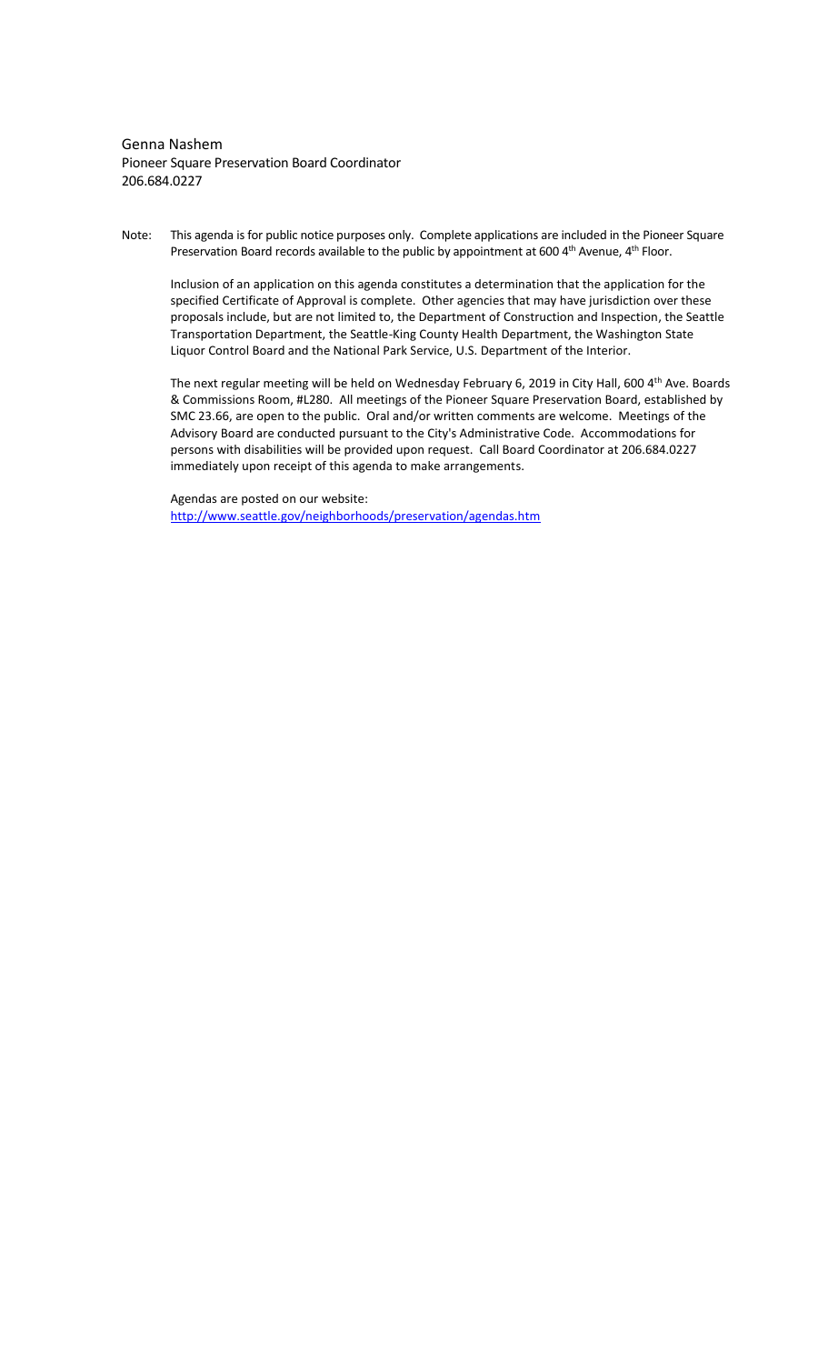Genna Nashem
Pioneer Square Preservation Board Coordinator
206.684.0227

Note: This agenda is for public notice purposes only. Complete applications are included in the Pioneer Square Preservation Board records available to the public by appointment at 600 4th Avenue, 4th Floor.

Inclusion of an application on this agenda constitutes a determination that the application for the specified Certificate of Approval is complete. Other agencies that may have jurisdiction over these proposals include, but are not limited to, the Department of Construction and Inspection, the Seattle Transportation Department, the Seattle-King County Health Department, the Washington State Liquor Control Board and the National Park Service, U.S. Department of the Interior.

The next regular meeting will be held on Wednesday February 6, 2019 in City Hall, 600 4th Ave. Boards & Commissions Room, #L280. All meetings of the Pioneer Square Preservation Board, established by SMC 23.66, are open to the public. Oral and/or written comments are welcome. Meetings of the Advisory Board are conducted pursuant to the City's Administrative Code. Accommodations for persons with disabilities will be provided upon request. Call Board Coordinator at 206.684.0227 immediately upon receipt of this agenda to make arrangements.

Agendas are posted on our website:
http://www.seattle.gov/neighborhoods/preservation/agendas.htm